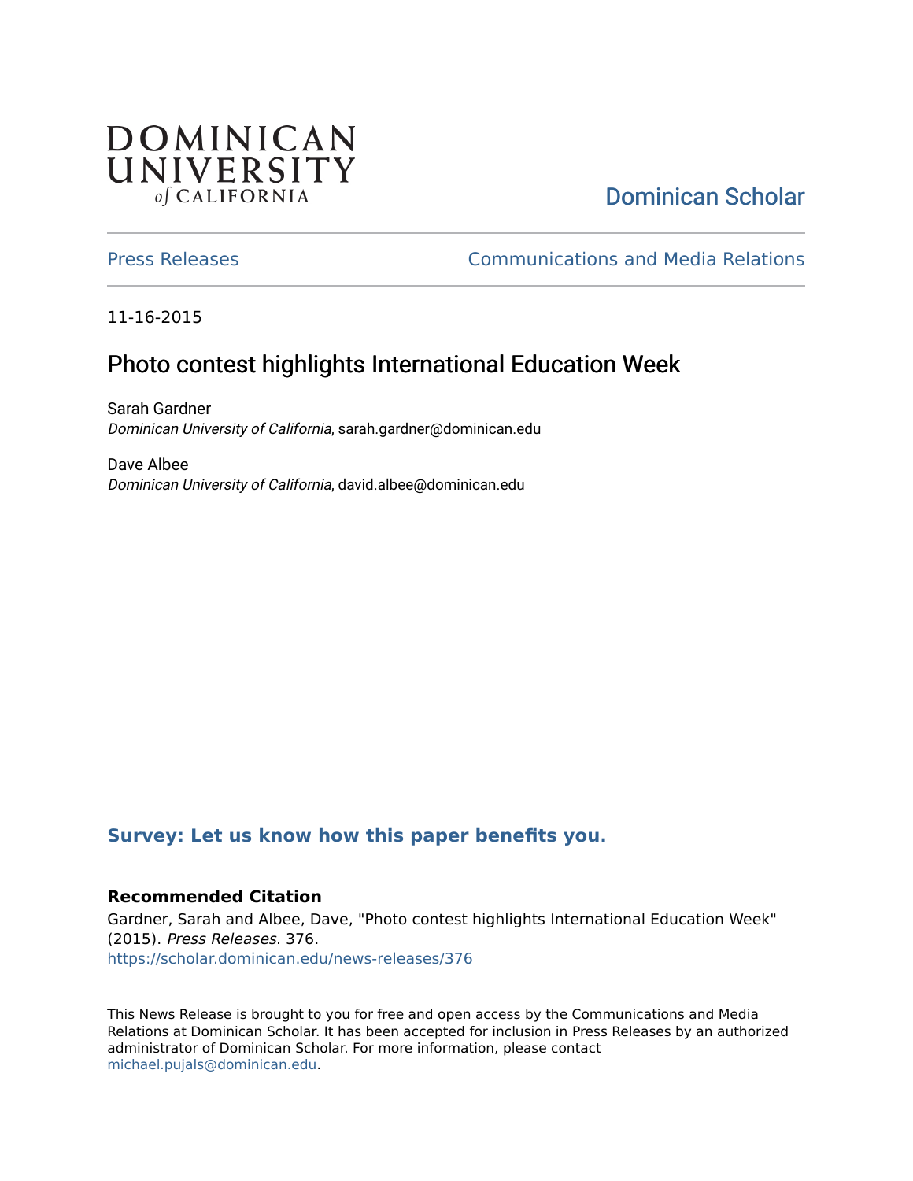DOMINICAN UNIVERSITY of CALIFORNIA

Dominican Scholar

Press Releases | Communications and Media Relations

11-16-2015

# Photo contest highlights International Education Week

Sarah Gardner
*Dominican University of California*, sarah.gardner@dominican.edu

Dave Albee
*Dominican University of California*, david.albee@dominican.edu

**Survey: Let us know how this paper benefits you.**

### Recommended Citation

Gardner, Sarah and Albee, Dave, "Photo contest highlights International Education Week" (2015). *Press Releases*. 376.
https://scholar.dominican.edu/news-releases/376

This News Release is brought to you for free and open access by the Communications and Media Relations at Dominican Scholar. It has been accepted for inclusion in Press Releases by an authorized administrator of Dominican Scholar. For more information, please contact michael.pujals@dominican.edu.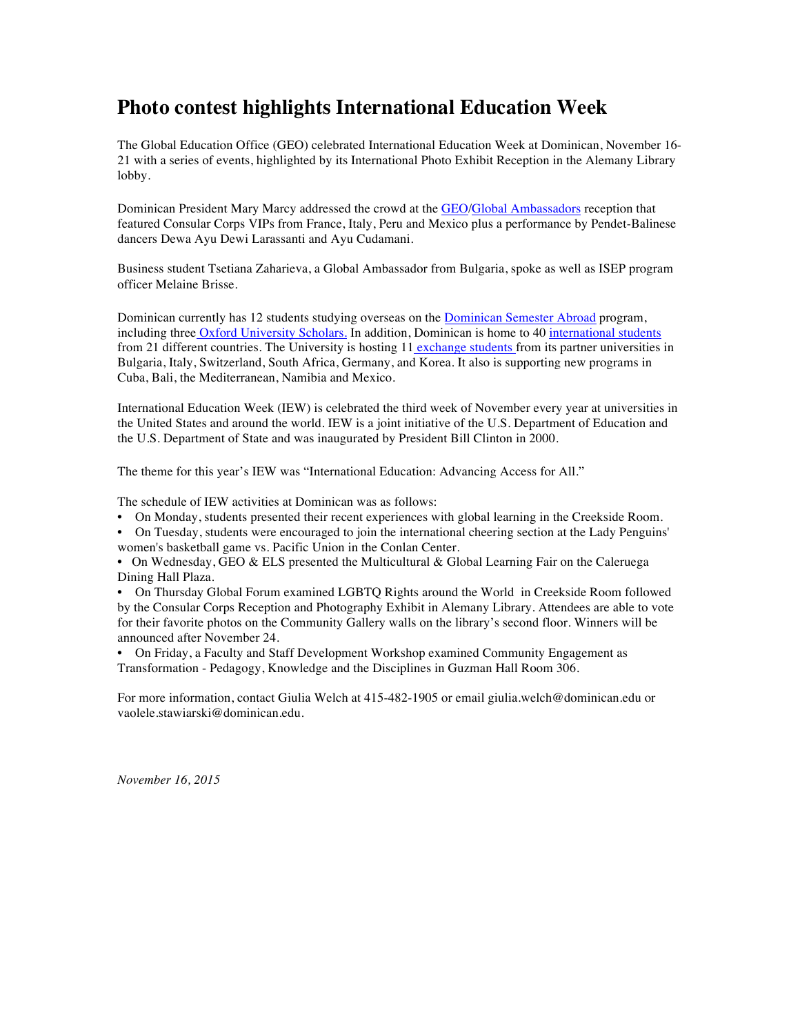# Photo contest highlights International Education Week

The Global Education Office (GEO) celebrated International Education Week at Dominican, November 16-21 with a series of events, highlighted by its International Photo Exhibit Reception in the Alemany Library lobby.

Dominican President Mary Marcy addressed the crowd at the GEO/Global Ambassadors reception that featured Consular Corps VIPs from France, Italy, Peru and Mexico plus a performance by Pendet-Balinese dancers Dewa Ayu Dewi Larassanti and Ayu Cudamani.

Business student Tsetiana Zaharieva, a Global Ambassador from Bulgaria, spoke as well as ISEP program officer Melaine Brisse.

Dominican currently has 12 students studying overseas on the Dominican Semester Abroad program, including three Oxford University Scholars. In addition, Dominican is home to 40 international students from 21 different countries. The University is hosting 11 exchange students from its partner universities in Bulgaria, Italy, Switzerland, South Africa, Germany, and Korea. It also is supporting new programs in Cuba, Bali, the Mediterranean, Namibia and Mexico.

International Education Week (IEW) is celebrated the third week of November every year at universities in the United States and around the world. IEW is a joint initiative of the U.S. Department of Education and the U.S. Department of State and was inaugurated by President Bill Clinton in 2000.

The theme for this year's IEW was "International Education: Advancing Access for All."

The schedule of IEW activities at Dominican was as follows:

- On Monday, students presented their recent experiences with global learning in the Creekside Room.
- On Tuesday, students were encouraged to join the international cheering section at the Lady Penguins' women's basketball game vs. Pacific Union in the Conlan Center.
- On Wednesday, GEO & ELS presented the Multicultural & Global Learning Fair on the Caleruega Dining Hall Plaza.
- On Thursday Global Forum examined LGBTQ Rights around the World in Creekside Room followed by the Consular Corps Reception and Photography Exhibit in Alemany Library. Attendees are able to vote for their favorite photos on the Community Gallery walls on the library's second floor. Winners will be announced after November 24.
- On Friday, a Faculty and Staff Development Workshop examined Community Engagement as Transformation - Pedagogy, Knowledge and the Disciplines in Guzman Hall Room 306.

For more information, contact Giulia Welch at 415-482-1905 or email giulia.welch@dominican.edu or vaolele.stawiarski@dominican.edu.

*November 16, 2015*